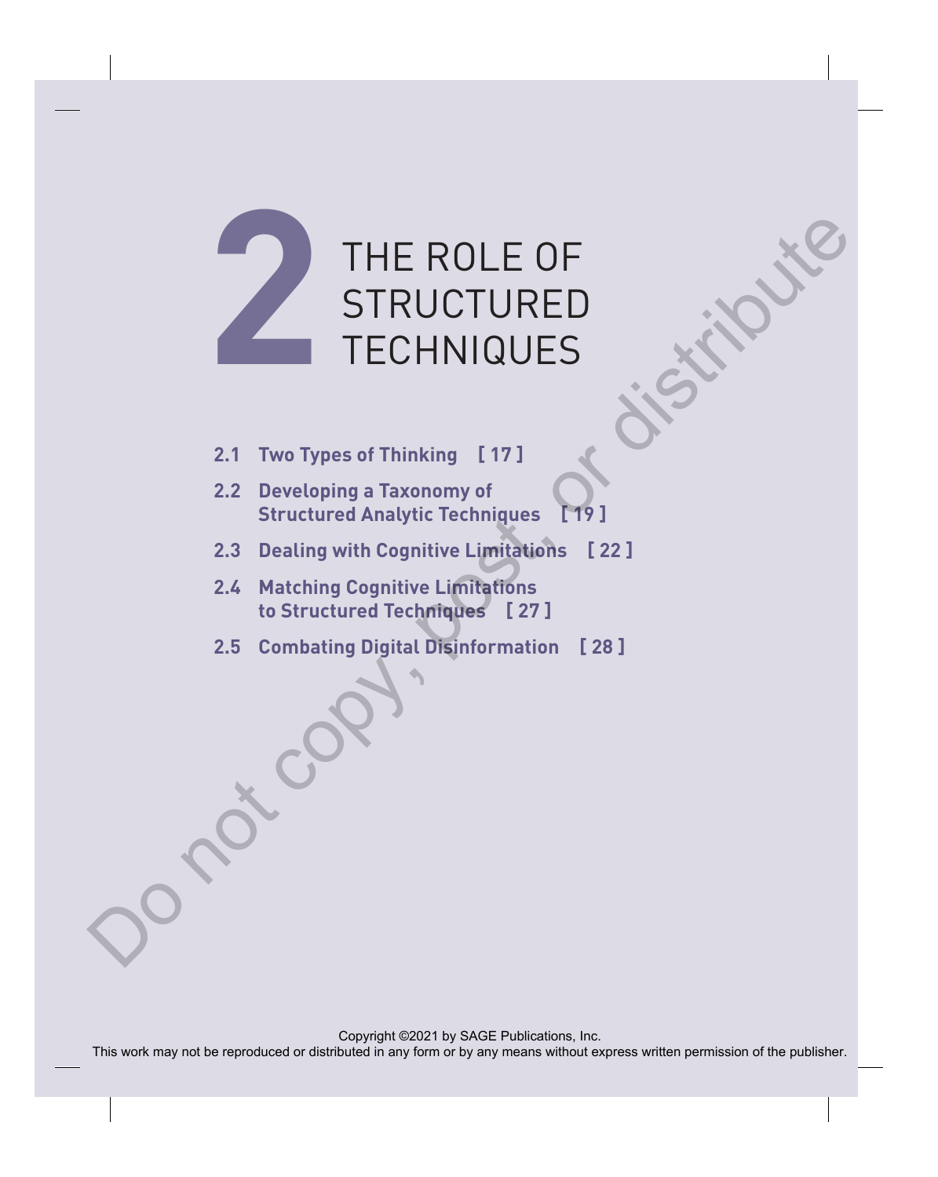# 2 THE ROLE OF STRUCTURED TECHNIQUES

**2.1 Two Types of Thinking [ 17 ]**

**2.2 Developing a Taxonomy of Structured Analytic Techniques [ 19 ]**

**2.3 Dealing with Cognitive Limitations [ 22 ]**

**2.4 Matching Cognitive Limitations to Structured Techniques [ 27 ]**

**2.5 Combating Digital Disinformation [ 28 ]**

Copyright ©2021 by SAGE Publications, Inc.
This work may not be reproduced or distributed in any form or by any means without express written permission of the publisher.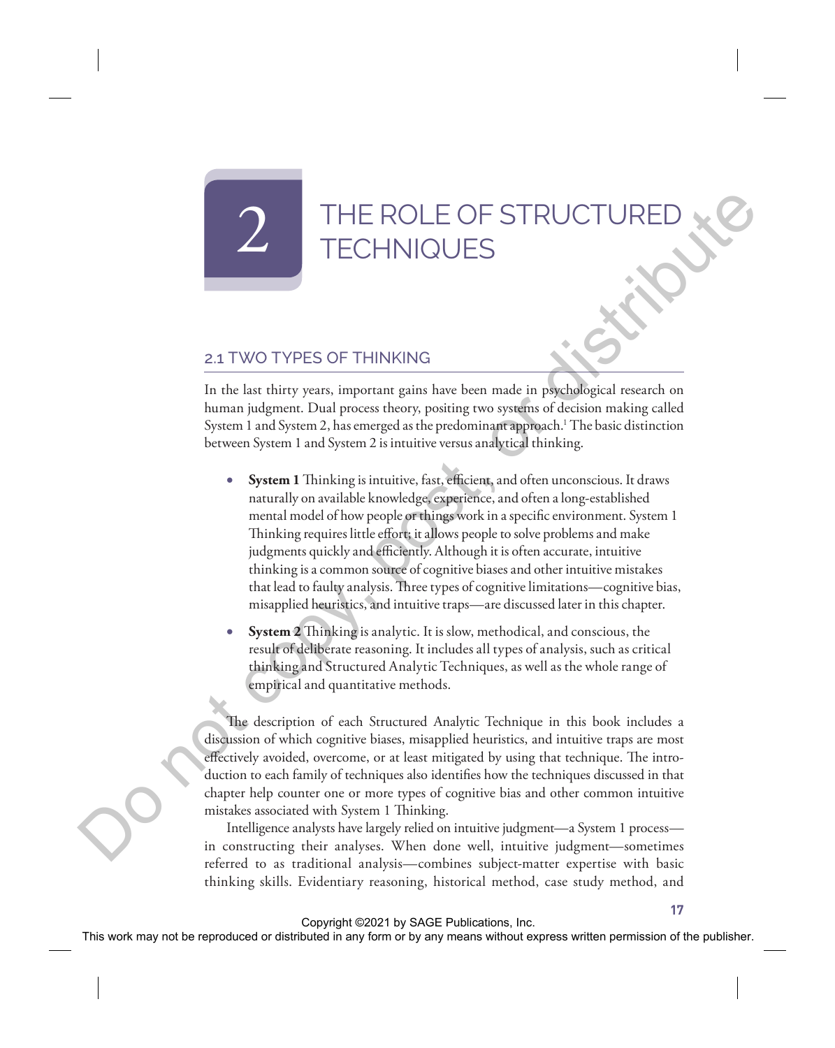# 2 THE ROLE OF STRUCTURED TECHNIQUES

## 2.1 TWO TYPES OF THINKING

In the last thirty years, important gains have been made in psychological research on human judgment. Dual process theory, positing two systems of decision making called System 1 and System 2, has emerged as the predominant approach.[1] The basic distinction between System 1 and System 2 is intuitive versus analytical thinking.

- **System 1** Thinking is intuitive, fast, efficient, and often unconscious. It draws naturally on available knowledge, experience, and often a long-established mental model of how people or things work in a specific environment. System 1 Thinking requires little effort; it allows people to solve problems and make judgments quickly and efficiently. Although it is often accurate, intuitive thinking is a common source of cognitive biases and other intuitive mistakes that lead to faulty analysis. Three types of cognitive limitations—cognitive bias, misapplied heuristics, and intuitive traps—are discussed later in this chapter.
- **System 2** Thinking is analytic. It is slow, methodical, and conscious, the result of deliberate reasoning. It includes all types of analysis, such as critical thinking and Structured Analytic Techniques, as well as the whole range of empirical and quantitative methods.

The description of each Structured Analytic Technique in this book includes a discussion of which cognitive biases, misapplied heuristics, and intuitive traps are most effectively avoided, overcome, or at least mitigated by using that technique. The introduction to each family of techniques also identifies how the techniques discussed in that chapter help counter one or more types of cognitive bias and other common intuitive mistakes associated with System 1 Thinking.

Intelligence analysts have largely relied on intuitive judgment—a System 1 process—in constructing their analyses. When done well, intuitive judgment—sometimes referred to as traditional analysis—combines subject-matter expertise with basic thinking skills. Evidentiary reasoning, historical method, case study method, and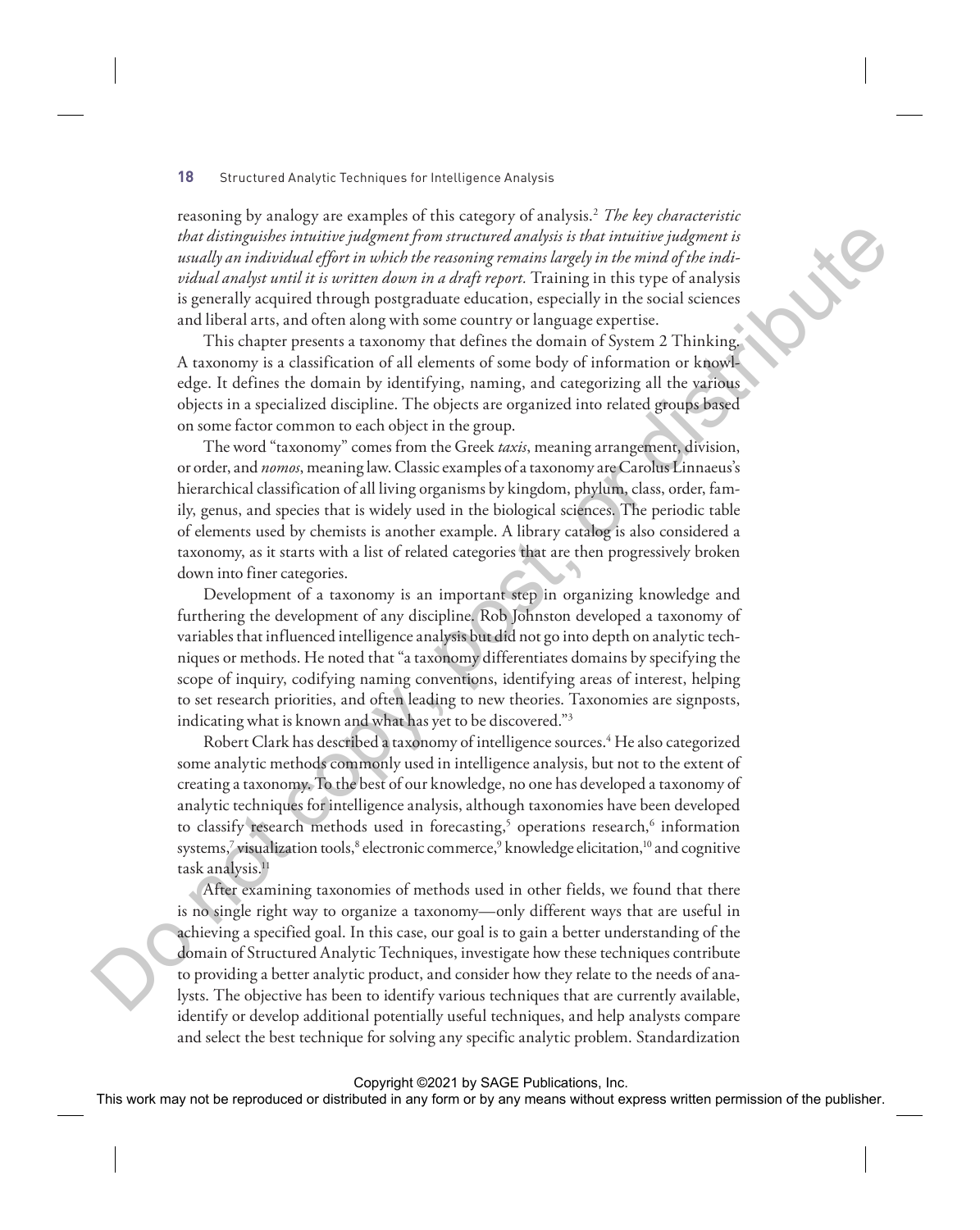reasoning by analogy are examples of this category of analysis.[2] *The key characteristic that distinguishes intuitive judgment from structured analysis is that intuitive judgment is usually an individual effort in which the reasoning remains largely in the mind of the individual analyst until it is written down in a draft report.* Training in this type of analysis is generally acquired through postgraduate education, especially in the social sciences and liberal arts, and often along with some country or language expertise.

This chapter presents a taxonomy that defines the domain of System 2 Thinking. A taxonomy is a classification of all elements of some body of information or knowledge. It defines the domain by identifying, naming, and categorizing all the various objects in a specialized discipline. The objects are organized into related groups based on some factor common to each object in the group.

The word "taxonomy" comes from the Greek *taxis*, meaning arrangement, division, or order, and *nomos*, meaning law. Classic examples of a taxonomy are Carolus Linnaeus's hierarchical classification of all living organisms by kingdom, phylum, class, order, family, genus, and species that is widely used in the biological sciences. The periodic table of elements used by chemists is another example. A library catalog is also considered a taxonomy, as it starts with a list of related categories that are then progressively broken down into finer categories.

Development of a taxonomy is an important step in organizing knowledge and furthering the development of any discipline. Rob Johnston developed a taxonomy of variables that influenced intelligence analysis but did not go into depth on analytic techniques or methods. He noted that "a taxonomy differentiates domains by specifying the scope of inquiry, codifying naming conventions, identifying areas of interest, helping to set research priorities, and often leading to new theories. Taxonomies are signposts, indicating what is known and what has yet to be discovered."[3]

Robert Clark has described a taxonomy of intelligence sources.[4] He also categorized some analytic methods commonly used in intelligence analysis, but not to the extent of creating a taxonomy. To the best of our knowledge, no one has developed a taxonomy of analytic techniques for intelligence analysis, although taxonomies have been developed to classify research methods used in forecasting,[5] operations research,[6] information systems,[7] visualization tools,[8] electronic commerce,[9] knowledge elicitation,[10] and cognitive task analysis.[11]

After examining taxonomies of methods used in other fields, we found that there is no single right way to organize a taxonomy—only different ways that are useful in achieving a specified goal. In this case, our goal is to gain a better understanding of the domain of Structured Analytic Techniques, investigate how these techniques contribute to providing a better analytic product, and consider how they relate to the needs of analysts. The objective has been to identify various techniques that are currently available, identify or develop additional potentially useful techniques, and help analysts compare and select the best technique for solving any specific analytic problem. Standardization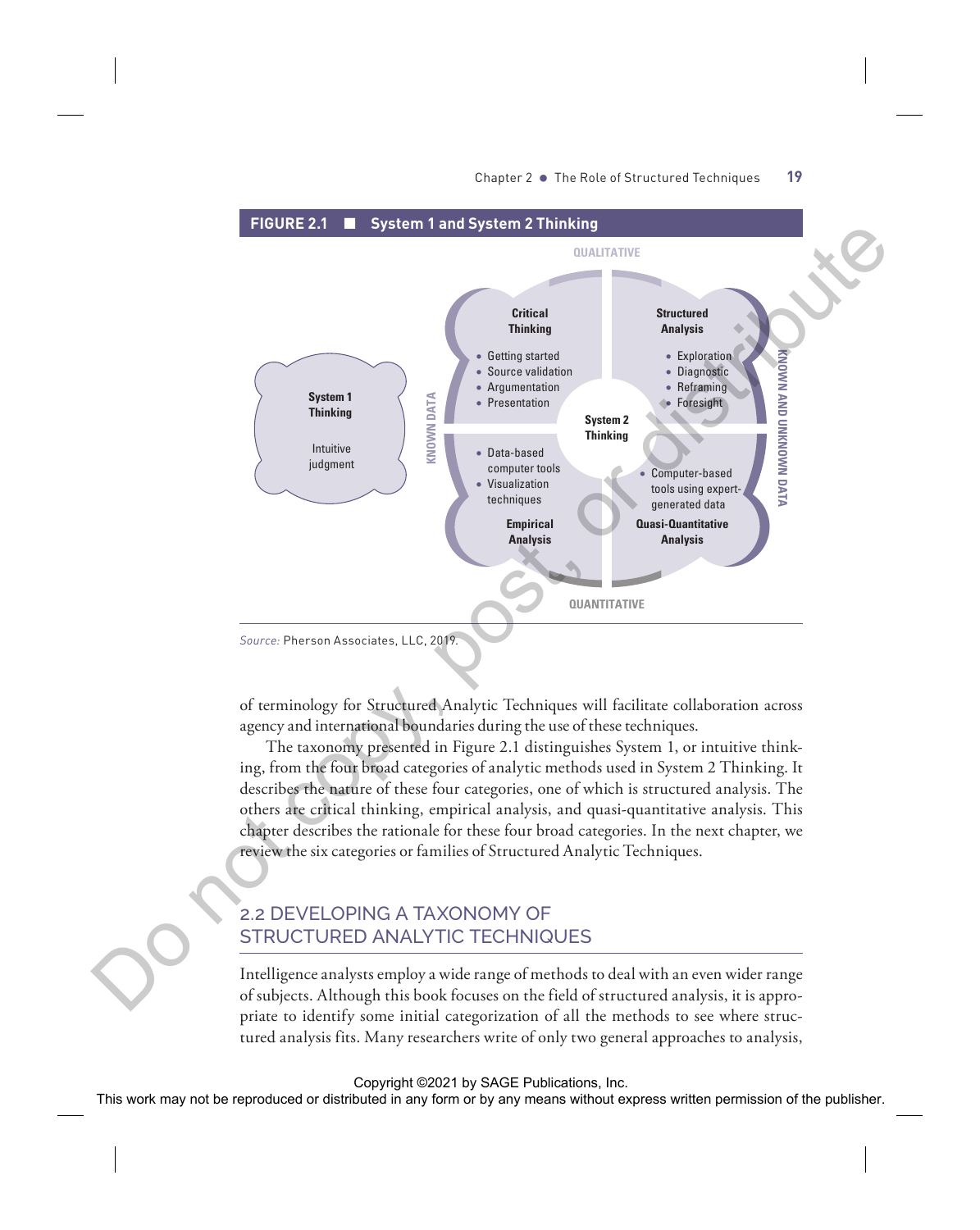**FIGURE 2.1 ■ System 1 and System 2 Thinking**

QUALITATIVE

**System 1 Thinking**

Intuitive judgment

KNOWN DATA

**Critical Thinking**

- Getting started
- Source validation
- Argumentation
- Presentation

**Structured Analysis**

- Exploration
- Diagnostic
- Reframing
- Foresight

**System 2 Thinking**

- Data-based computer tools
- Visualization techniques

**Empirical Analysis**

- Computer-based tools using expert-generated data

**Quasi-Quantitative Analysis**

KNOWN AND UNKNOWN DATA

QUANTITATIVE

*Source:* Pherson Associates, LLC, 2019.

of terminology for Structured Analytic Techniques will facilitate collaboration across agency and international boundaries during the use of these techniques.

The taxonomy presented in Figure 2.1 distinguishes System 1, or intuitive thinking, from the four broad categories of analytic methods used in System 2 Thinking. It describes the nature of these four categories, one of which is structured analysis. The others are critical thinking, empirical analysis, and quasi-quantitative analysis. This chapter describes the rationale for these four broad categories. In the next chapter, we review the six categories or families of Structured Analytic Techniques.

## 2.2 DEVELOPING A TAXONOMY OF STRUCTURED ANALYTIC TECHNIQUES

Intelligence analysts employ a wide range of methods to deal with an even wider range of subjects. Although this book focuses on the field of structured analysis, it is appropriate to identify some initial categorization of all the methods to see where structured analysis fits. Many researchers write of only two general approaches to analysis,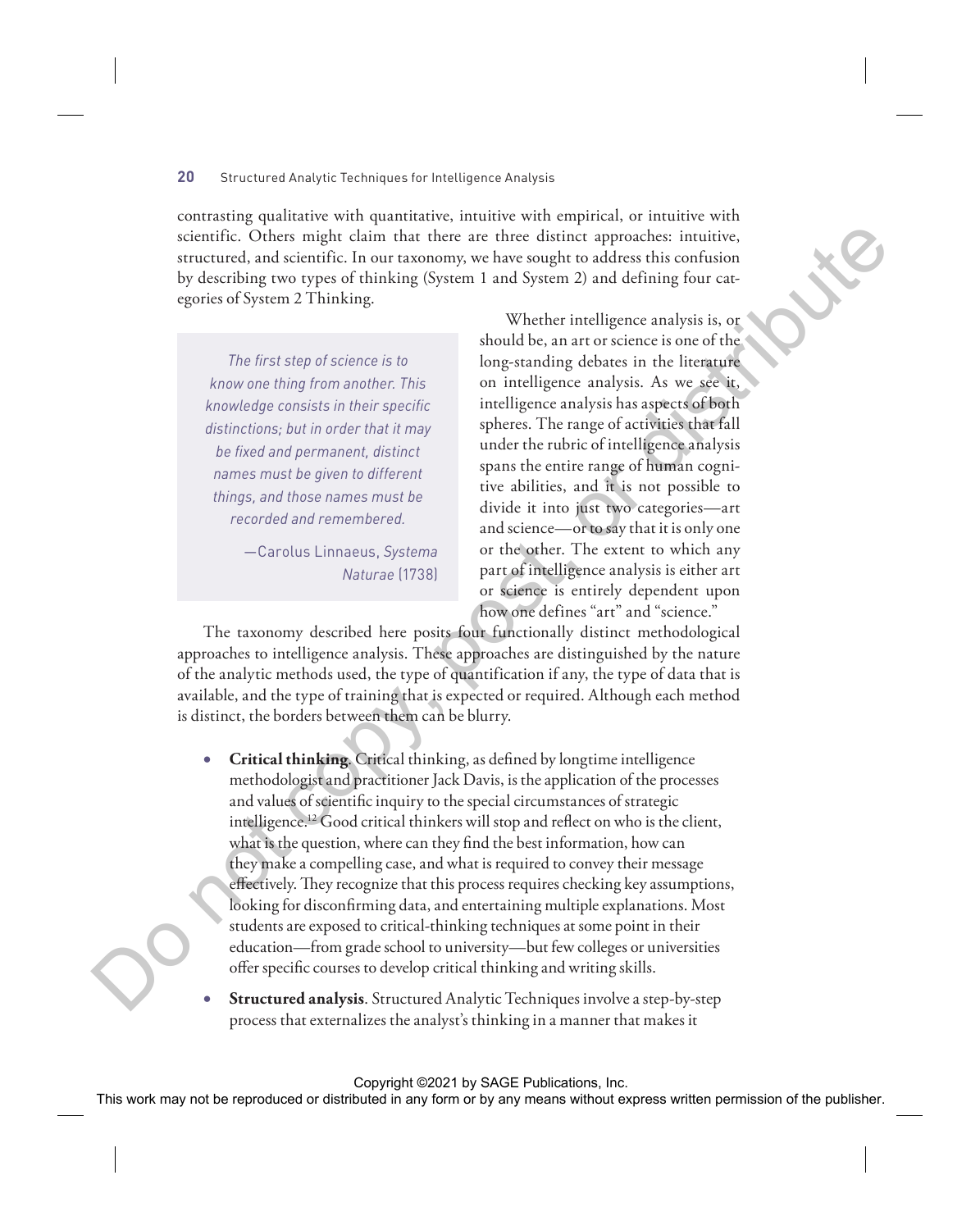contrasting qualitative with quantitative, intuitive with empirical, or intuitive with scientific. Others might claim that there are three distinct approaches: intuitive, structured, and scientific. In our taxonomy, we have sought to address this confusion by describing two types of thinking (System 1 and System 2) and defining four categories of System 2 Thinking.

> *The first step of science is to know one thing from another. This knowledge consists in their specific distinctions; but in order that it may be fixed and permanent, distinct names must be given to different things, and those names must be recorded and remembered.*
>
> —Carolus Linnaeus, *Systema Naturae* (1738)

Whether intelligence analysis is, or should be, an art or science is one of the long-standing debates in the literature on intelligence analysis. As we see it, intelligence analysis has aspects of both spheres. The range of activities that fall under the rubric of intelligence analysis spans the entire range of human cognitive abilities, and it is not possible to divide it into just two categories—art and science—or to say that it is only one or the other. The extent to which any part of intelligence analysis is either art or science is entirely dependent upon how one defines "art" and "science."

The taxonomy described here posits four functionally distinct methodological approaches to intelligence analysis. These approaches are distinguished by the nature of the analytic methods used, the type of quantification if any, the type of data that is available, and the type of training that is expected or required. Although each method is distinct, the borders between them can be blurry.

- **Critical thinking**. Critical thinking, as defined by longtime intelligence methodologist and practitioner Jack Davis, is the application of the processes and values of scientific inquiry to the special circumstances of strategic intelligence.[12] Good critical thinkers will stop and reflect on who is the client, what is the question, where can they find the best information, how can they make a compelling case, and what is required to convey their message effectively. They recognize that this process requires checking key assumptions, looking for disconfirming data, and entertaining multiple explanations. Most students are exposed to critical-thinking techniques at some point in their education—from grade school to university—but few colleges or universities offer specific courses to develop critical thinking and writing skills.
- **Structured analysis**. Structured Analytic Techniques involve a step-by-step process that externalizes the analyst's thinking in a manner that makes it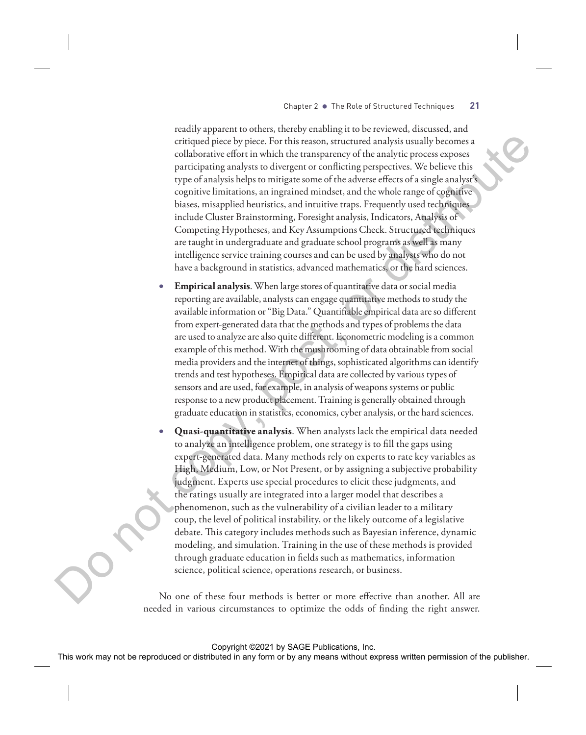readily apparent to others, thereby enabling it to be reviewed, discussed, and critiqued piece by piece. For this reason, structured analysis usually becomes a collaborative effort in which the transparency of the analytic process exposes participating analysts to divergent or conflicting perspectives. We believe this type of analysis helps to mitigate some of the adverse effects of a single analyst's cognitive limitations, an ingrained mindset, and the whole range of cognitive biases, misapplied heuristics, and intuitive traps. Frequently used techniques include Cluster Brainstorming, Foresight analysis, Indicators, Analysis of Competing Hypotheses, and Key Assumptions Check. Structured techniques are taught in undergraduate and graduate school programs as well as many intelligence service training courses and can be used by analysts who do not have a background in statistics, advanced mathematics, or the hard sciences.

- **Empirical analysis**. When large stores of quantitative data or social media reporting are available, analysts can engage quantitative methods to study the available information or "Big Data." Quantifiable empirical data are so different from expert-generated data that the methods and types of problems the data are used to analyze are also quite different. Econometric modeling is a common example of this method. With the mushrooming of data obtainable from social media providers and the internet of things, sophisticated algorithms can identify trends and test hypotheses. Empirical data are collected by various types of sensors and are used, for example, in analysis of weapons systems or public response to a new product placement. Training is generally obtained through graduate education in statistics, economics, cyber analysis, or the hard sciences.
- **Quasi-quantitative analysis**. When analysts lack the empirical data needed to analyze an intelligence problem, one strategy is to fill the gaps using expert-generated data. Many methods rely on experts to rate key variables as High, Medium, Low, or Not Present, or by assigning a subjective probability judgment. Experts use special procedures to elicit these judgments, and the ratings usually are integrated into a larger model that describes a phenomenon, such as the vulnerability of a civilian leader to a military coup, the level of political instability, or the likely outcome of a legislative debate. This category includes methods such as Bayesian inference, dynamic modeling, and simulation. Training in the use of these methods is provided through graduate education in fields such as mathematics, information science, political science, operations research, or business.

No one of these four methods is better or more effective than another. All are needed in various circumstances to optimize the odds of finding the right answer.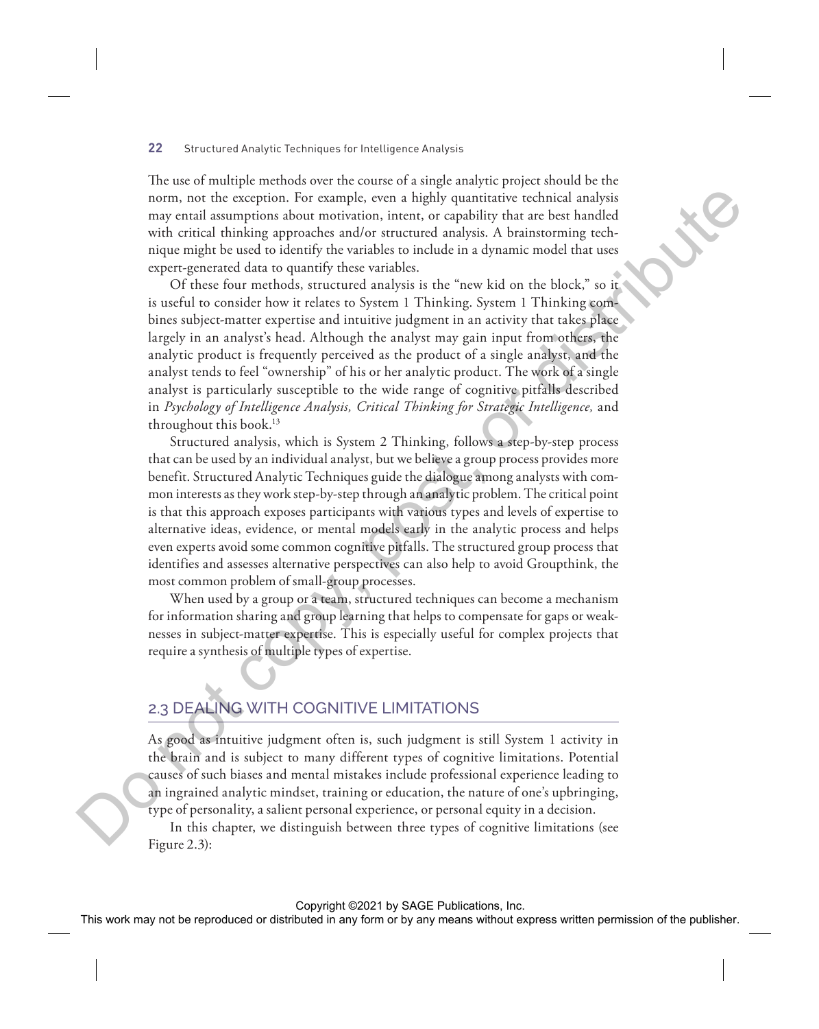The use of multiple methods over the course of a single analytic project should be the norm, not the exception. For example, even a highly quantitative technical analysis may entail assumptions about motivation, intent, or capability that are best handled with critical thinking approaches and/or structured analysis. A brainstorming technique might be used to identify the variables to include in a dynamic model that uses expert-generated data to quantify these variables.

Of these four methods, structured analysis is the "new kid on the block," so it is useful to consider how it relates to System 1 Thinking. System 1 Thinking combines subject-matter expertise and intuitive judgment in an activity that takes place largely in an analyst's head. Although the analyst may gain input from others, the analytic product is frequently perceived as the product of a single analyst, and the analyst tends to feel "ownership" of his or her analytic product. The work of a single analyst is particularly susceptible to the wide range of cognitive pitfalls described in *Psychology of Intelligence Analysis, Critical Thinking for Strategic Intelligence,* and throughout this book.[13]

Structured analysis, which is System 2 Thinking, follows a step-by-step process that can be used by an individual analyst, but we believe a group process provides more benefit. Structured Analytic Techniques guide the dialogue among analysts with common interests as they work step-by-step through an analytic problem. The critical point is that this approach exposes participants with various types and levels of expertise to alternative ideas, evidence, or mental models early in the analytic process and helps even experts avoid some common cognitive pitfalls. The structured group process that identifies and assesses alternative perspectives can also help to avoid Groupthink, the most common problem of small-group processes.

When used by a group or a team, structured techniques can become a mechanism for information sharing and group learning that helps to compensate for gaps or weaknesses in subject-matter expertise. This is especially useful for complex projects that require a synthesis of multiple types of expertise.

## 2.3 DEALING WITH COGNITIVE LIMITATIONS

As good as intuitive judgment often is, such judgment is still System 1 activity in the brain and is subject to many different types of cognitive limitations. Potential causes of such biases and mental mistakes include professional experience leading to an ingrained analytic mindset, training or education, the nature of one's upbringing, type of personality, a salient personal experience, or personal equity in a decision.

In this chapter, we distinguish between three types of cognitive limitations (see Figure 2.3):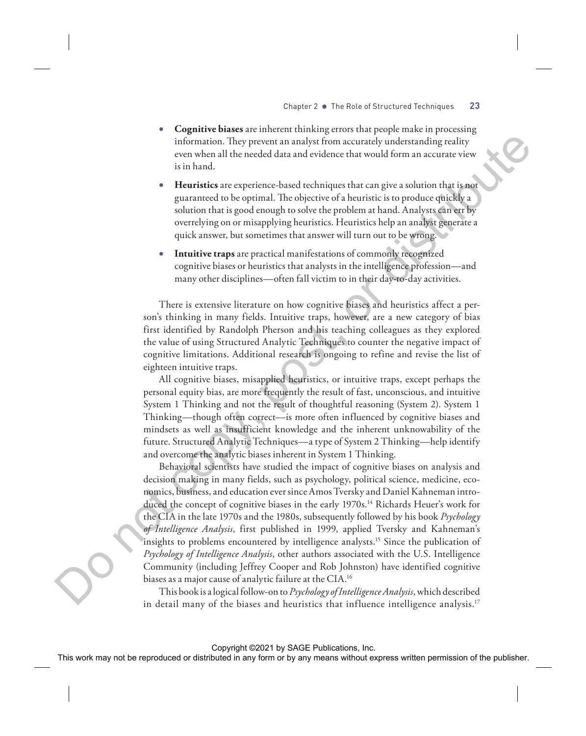- **Cognitive biases** are inherent thinking errors that people make in processing information. They prevent an analyst from accurately understanding reality even when all the needed data and evidence that would form an accurate view is in hand.
- **Heuristics** are experience-based techniques that can give a solution that is not guaranteed to be optimal. The objective of a heuristic is to produce quickly a solution that is good enough to solve the problem at hand. Analysts can err by overrelying on or misapplying heuristics. Heuristics help an analyst generate a quick answer, but sometimes that answer will turn out to be wrong.
- **Intuitive traps** are practical manifestations of commonly recognized cognitive biases or heuristics that analysts in the intelligence profession—and many other disciplines—often fall victim to in their day-to-day activities.

There is extensive literature on how cognitive biases and heuristics affect a person's thinking in many fields. Intuitive traps, however, are a new category of bias first identified by Randolph Pherson and his teaching colleagues as they explored the value of using Structured Analytic Techniques to counter the negative impact of cognitive limitations. Additional research is ongoing to refine and revise the list of eighteen intuitive traps.

All cognitive biases, misapplied heuristics, or intuitive traps, except perhaps the personal equity bias, are more frequently the result of fast, unconscious, and intuitive System 1 Thinking and not the result of thoughtful reasoning (System 2). System 1 Thinking—though often correct—is more often influenced by cognitive biases and mindsets as well as insufficient knowledge and the inherent unknowability of the future. Structured Analytic Techniques—a type of System 2 Thinking—help identify and overcome the analytic biases inherent in System 1 Thinking.

Behavioral scientists have studied the impact of cognitive biases on analysis and decision making in many fields, such as psychology, political science, medicine, economics, business, and education ever since Amos Tversky and Daniel Kahneman introduced the concept of cognitive biases in the early 1970s.[14] Richards Heuer's work for the CIA in the late 1970s and the 1980s, subsequently followed by his book *Psychology of Intelligence Analysis*, first published in 1999, applied Tversky and Kahneman's insights to problems encountered by intelligence analysts.[15] Since the publication of *Psychology of Intelligence Analysis*, other authors associated with the U.S. Intelligence Community (including Jeffrey Cooper and Rob Johnston) have identified cognitive biases as a major cause of analytic failure at the CIA.[16]

This book is a logical follow-on to *Psychology of Intelligence Analysis*, which described in detail many of the biases and heuristics that influence intelligence analysis.[17]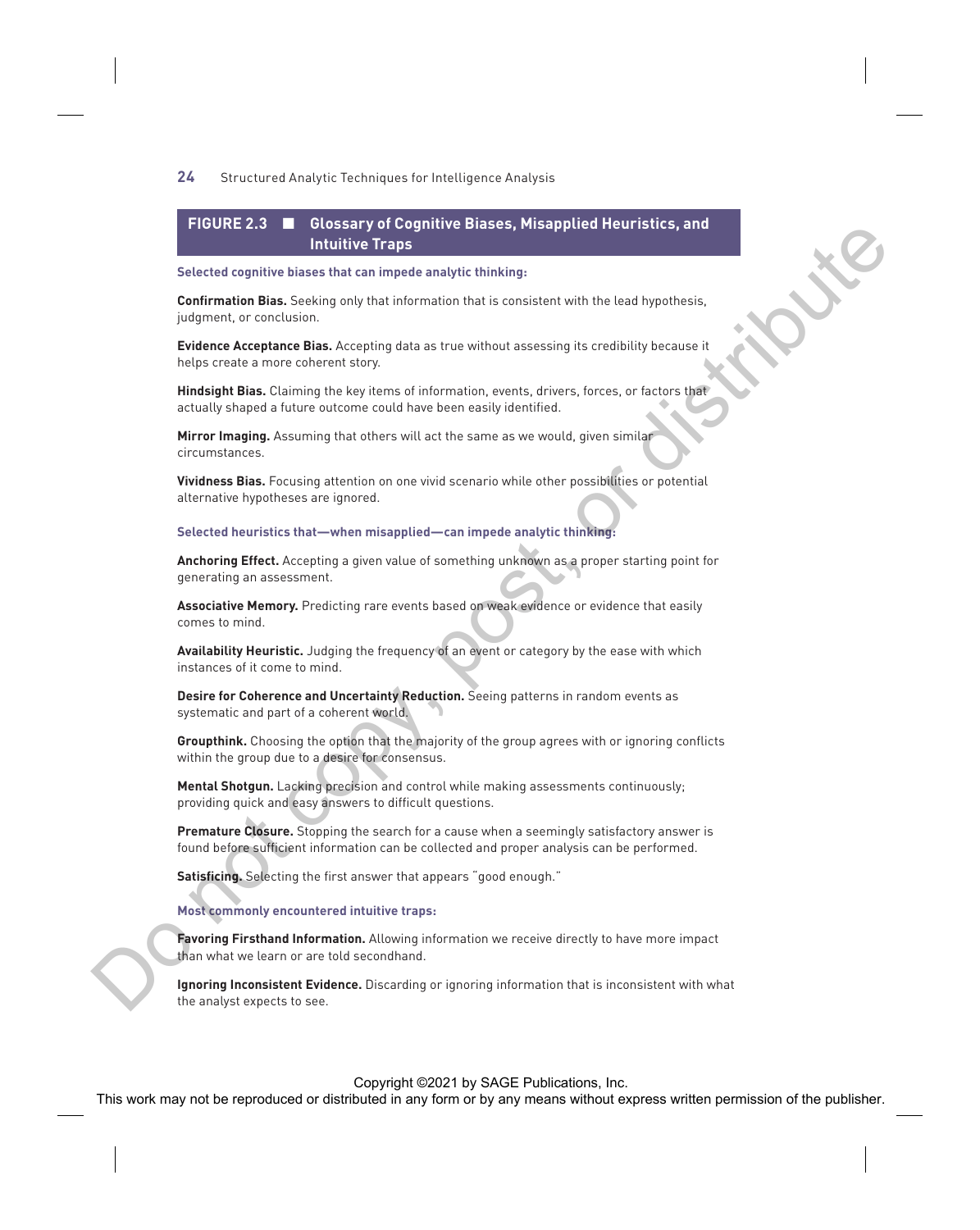**FIGURE 2.3 ■ Glossary of Cognitive Biases, Misapplied Heuristics, and Intuitive Traps**

**Selected cognitive biases that can impede analytic thinking:**

**Confirmation Bias.** Seeking only that information that is consistent with the lead hypothesis, judgment, or conclusion.

**Evidence Acceptance Bias.** Accepting data as true without assessing its credibility because it helps create a more coherent story.

**Hindsight Bias.** Claiming the key items of information, events, drivers, forces, or factors that actually shaped a future outcome could have been easily identified.

**Mirror Imaging.** Assuming that others will act the same as we would, given similar circumstances.

**Vividness Bias.** Focusing attention on one vivid scenario while other possibilities or potential alternative hypotheses are ignored.

**Selected heuristics that—when misapplied—can impede analytic thinking:**

**Anchoring Effect.** Accepting a given value of something unknown as a proper starting point for generating an assessment.

**Associative Memory.** Predicting rare events based on weak evidence or evidence that easily comes to mind.

**Availability Heuristic.** Judging the frequency of an event or category by the ease with which instances of it come to mind.

**Desire for Coherence and Uncertainty Reduction.** Seeing patterns in random events as systematic and part of a coherent world.

**Groupthink.** Choosing the option that the majority of the group agrees with or ignoring conflicts within the group due to a desire for consensus.

**Mental Shotgun.** Lacking precision and control while making assessments continuously; providing quick and easy answers to difficult questions.

**Premature Closure.** Stopping the search for a cause when a seemingly satisfactory answer is found before sufficient information can be collected and proper analysis can be performed.

**Satisficing.** Selecting the first answer that appears "good enough."

**Most commonly encountered intuitive traps:**

**Favoring Firsthand Information.** Allowing information we receive directly to have more impact than what we learn or are told secondhand.

**Ignoring Inconsistent Evidence.** Discarding or ignoring information that is inconsistent with what the analyst expects to see.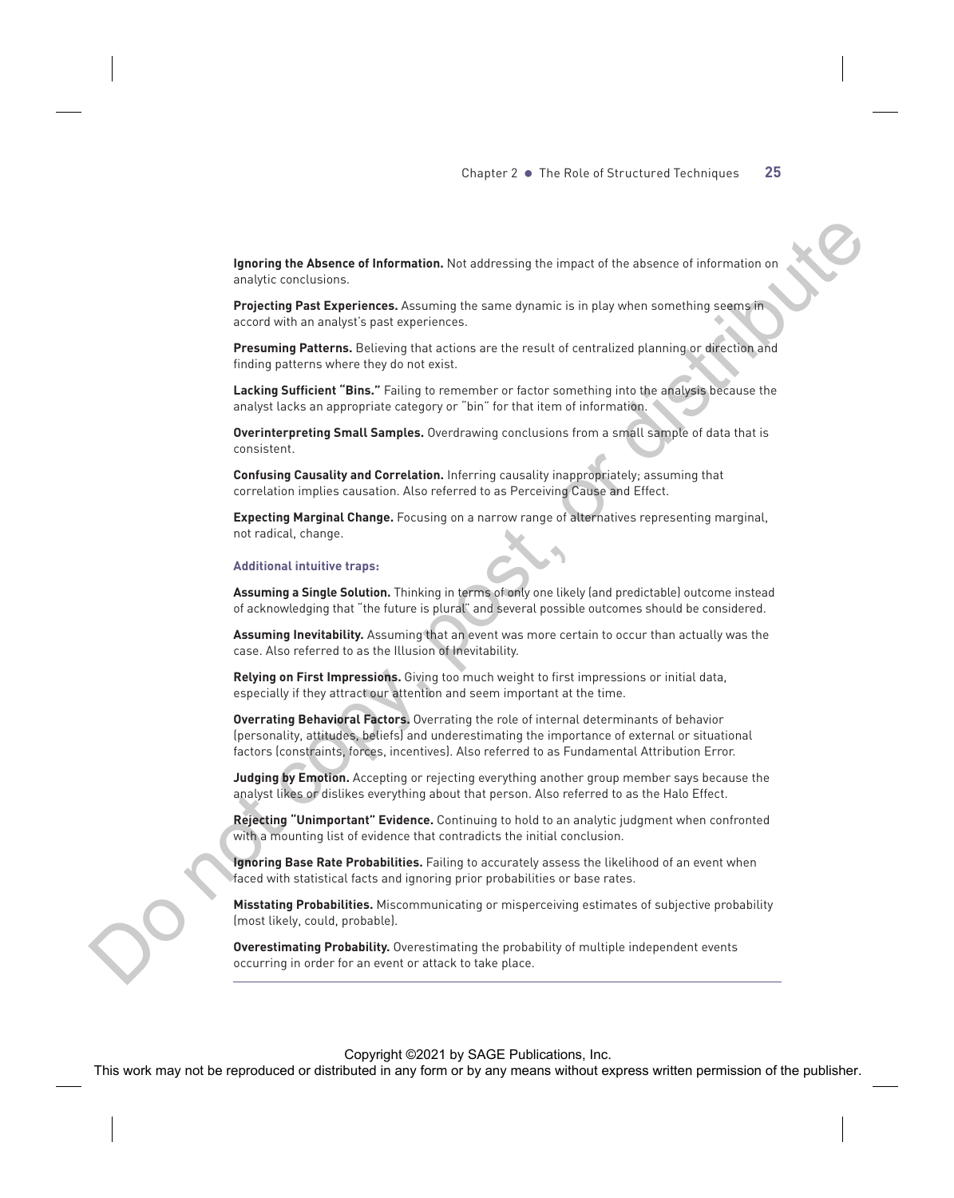**Ignoring the Absence of Information.** Not addressing the impact of the absence of information on analytic conclusions.

**Projecting Past Experiences.** Assuming the same dynamic is in play when something seems in accord with an analyst's past experiences.

**Presuming Patterns.** Believing that actions are the result of centralized planning or direction and finding patterns where they do not exist.

**Lacking Sufficient "Bins."** Failing to remember or factor something into the analysis because the analyst lacks an appropriate category or "bin" for that item of information.

**Overinterpreting Small Samples.** Overdrawing conclusions from a small sample of data that is consistent.

**Confusing Causality and Correlation.** Inferring causality inappropriately; assuming that correlation implies causation. Also referred to as Perceiving Cause and Effect.

**Expecting Marginal Change.** Focusing on a narrow range of alternatives representing marginal, not radical, change.

**Additional intuitive traps:**

**Assuming a Single Solution.** Thinking in terms of only one likely (and predictable) outcome instead of acknowledging that "the future is plural" and several possible outcomes should be considered.

**Assuming Inevitability.** Assuming that an event was more certain to occur than actually was the case. Also referred to as the Illusion of Inevitability.

**Relying on First Impressions.** Giving too much weight to first impressions or initial data, especially if they attract our attention and seem important at the time.

**Overrating Behavioral Factors.** Overrating the role of internal determinants of behavior (personality, attitudes, beliefs) and underestimating the importance of external or situational factors (constraints, forces, incentives). Also referred to as Fundamental Attribution Error.

**Judging by Emotion.** Accepting or rejecting everything another group member says because the analyst likes or dislikes everything about that person. Also referred to as the Halo Effect.

**Rejecting "Unimportant" Evidence.** Continuing to hold to an analytic judgment when confronted with a mounting list of evidence that contradicts the initial conclusion.

**Ignoring Base Rate Probabilities.** Failing to accurately assess the likelihood of an event when faced with statistical facts and ignoring prior probabilities or base rates.

**Misstating Probabilities.** Miscommunicating or misperceiving estimates of subjective probability (most likely, could, probable).

**Overestimating Probability.** Overestimating the probability of multiple independent events occurring in order for an event or attack to take place.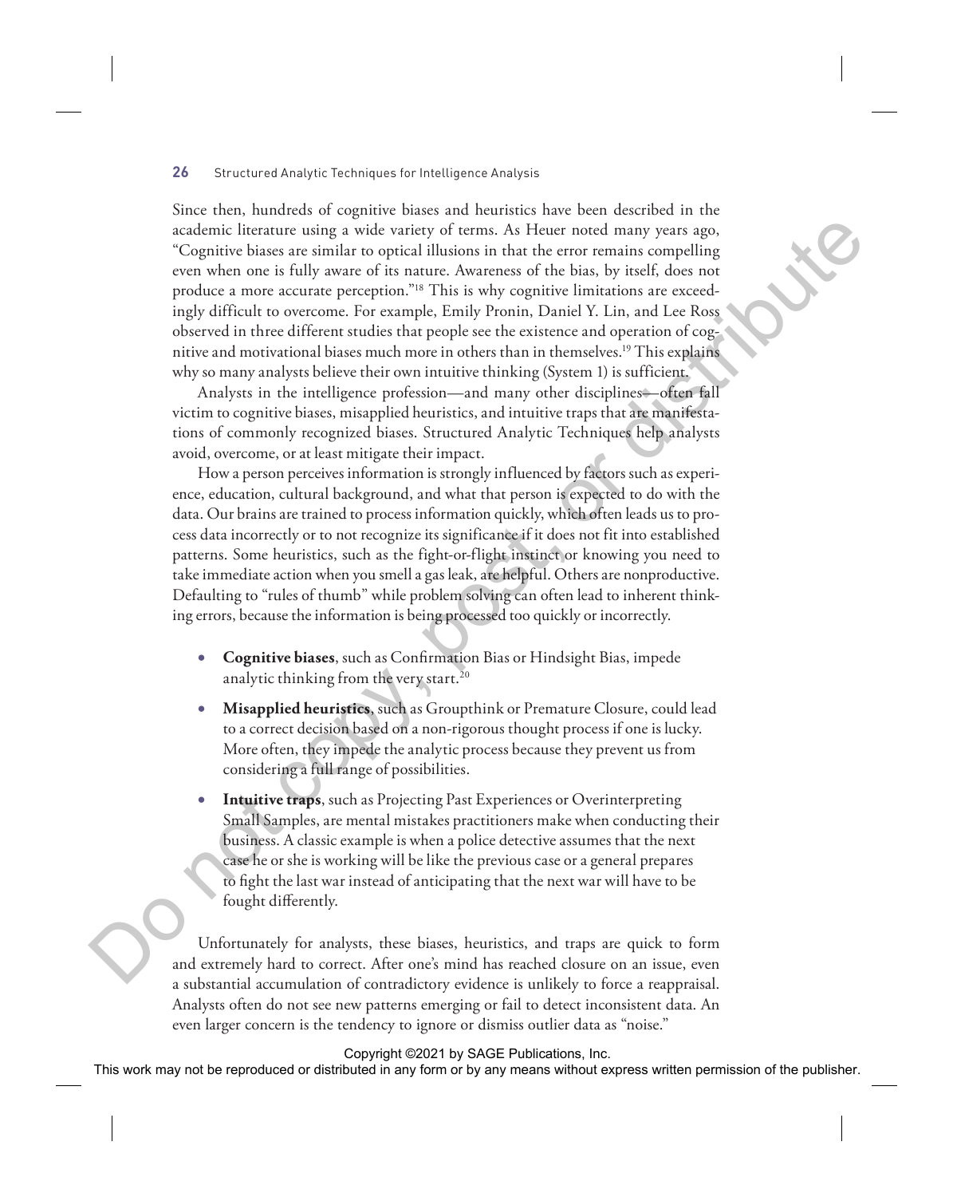Since then, hundreds of cognitive biases and heuristics have been described in the academic literature using a wide variety of terms. As Heuer noted many years ago, "Cognitive biases are similar to optical illusions in that the error remains compelling even when one is fully aware of its nature. Awareness of the bias, by itself, does not produce a more accurate perception."[18] This is why cognitive limitations are exceedingly difficult to overcome. For example, Emily Pronin, Daniel Y. Lin, and Lee Ross observed in three different studies that people see the existence and operation of cognitive and motivational biases much more in others than in themselves.[19] This explains why so many analysts believe their own intuitive thinking (System 1) is sufficient.

Analysts in the intelligence profession—and many other disciplines—often fall victim to cognitive biases, misapplied heuristics, and intuitive traps that are manifestations of commonly recognized biases. Structured Analytic Techniques help analysts avoid, overcome, or at least mitigate their impact.

How a person perceives information is strongly influenced by factors such as experience, education, cultural background, and what that person is expected to do with the data. Our brains are trained to process information quickly, which often leads us to process data incorrectly or to not recognize its significance if it does not fit into established patterns. Some heuristics, such as the fight-or-flight instinct or knowing you need to take immediate action when you smell a gas leak, are helpful. Others are nonproductive. Defaulting to "rules of thumb" while problem solving can often lead to inherent thinking errors, because the information is being processed too quickly or incorrectly.

- **Cognitive biases**, such as Confirmation Bias or Hindsight Bias, impede analytic thinking from the very start.[20]
- **Misapplied heuristics**, such as Groupthink or Premature Closure, could lead to a correct decision based on a non-rigorous thought process if one is lucky. More often, they impede the analytic process because they prevent us from considering a full range of possibilities.
- **Intuitive traps**, such as Projecting Past Experiences or Overinterpreting Small Samples, are mental mistakes practitioners make when conducting their business. A classic example is when a police detective assumes that the next case he or she is working will be like the previous case or a general prepares to fight the last war instead of anticipating that the next war will have to be fought differently.

Unfortunately for analysts, these biases, heuristics, and traps are quick to form and extremely hard to correct. After one's mind has reached closure on an issue, even a substantial accumulation of contradictory evidence is unlikely to force a reappraisal. Analysts often do not see new patterns emerging or fail to detect inconsistent data. An even larger concern is the tendency to ignore or dismiss outlier data as "noise."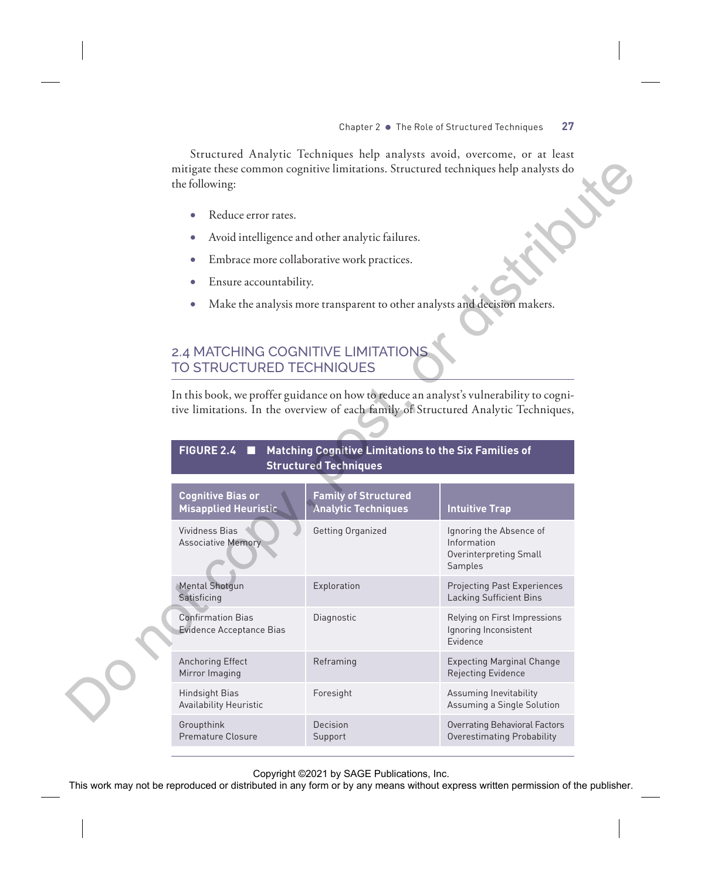Structured Analytic Techniques help analysts avoid, overcome, or at least mitigate these common cognitive limitations. Structured techniques help analysts do the following:

- Reduce error rates.
- Avoid intelligence and other analytic failures.
- Embrace more collaborative work practices.
- Ensure accountability.
- Make the analysis more transparent to other analysts and decision makers.

## 2.4 MATCHING COGNITIVE LIMITATIONS TO STRUCTURED TECHNIQUES

In this book, we proffer guidance on how to reduce an analyst's vulnerability to cognitive limitations. In the overview of each family of Structured Analytic Techniques,

**FIGURE 2.4 ■ Matching Cognitive Limitations to the Six Families of Structured Techniques**

| Cognitive Bias or Misapplied Heuristic | Family of Structured Analytic Techniques | Intuitive Trap |
|---|---|---|
| Vividness Bias<br>Associative Memory | Getting Organized | Ignoring the Absence of Information<br>Overinterpreting Small Samples |
| Mental Shotgun<br>Satisficing | Exploration | Projecting Past Experiences<br>Lacking Sufficient Bins |
| Confirmation Bias<br>Evidence Acceptance Bias | Diagnostic | Relying on First Impressions<br>Ignoring Inconsistent Evidence |
| Anchoring Effect<br>Mirror Imaging | Reframing | Expecting Marginal Change<br>Rejecting Evidence |
| Hindsight Bias<br>Availability Heuristic | Foresight | Assuming Inevitability<br>Assuming a Single Solution |
| Groupthink<br>Premature Closure | Decision Support | Overrating Behavioral Factors<br>Overestimating Probability |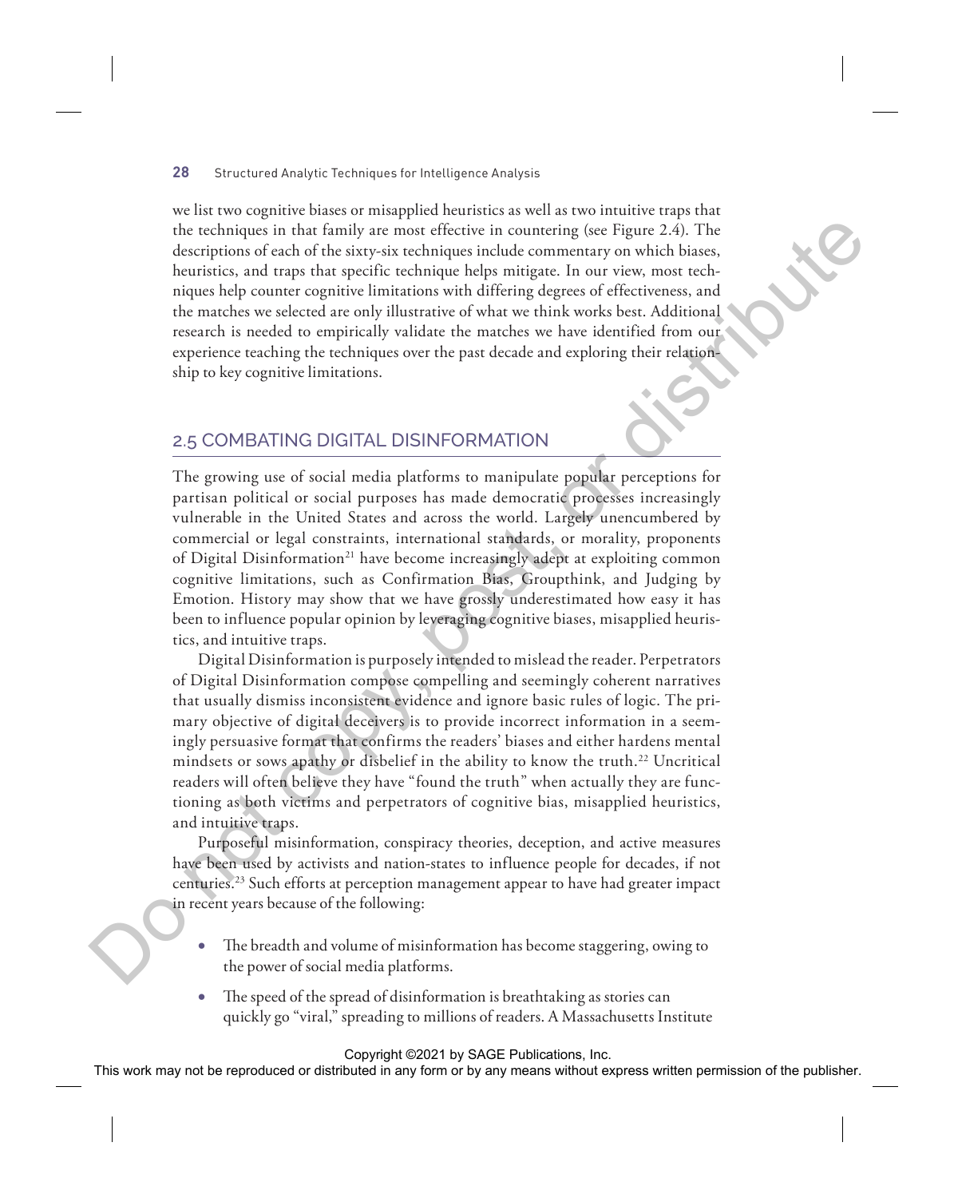we list two cognitive biases or misapplied heuristics as well as two intuitive traps that the techniques in that family are most effective in countering (see Figure 2.4). The descriptions of each of the sixty-six techniques include commentary on which biases, heuristics, and traps that specific technique helps mitigate. In our view, most techniques help counter cognitive limitations with differing degrees of effectiveness, and the matches we selected are only illustrative of what we think works best. Additional research is needed to empirically validate the matches we have identified from our experience teaching the techniques over the past decade and exploring their relationship to key cognitive limitations.

## 2.5 COMBATING DIGITAL DISINFORMATION

The growing use of social media platforms to manipulate popular perceptions for partisan political or social purposes has made democratic processes increasingly vulnerable in the United States and across the world. Largely unencumbered by commercial or legal constraints, international standards, or morality, proponents of Digital Disinformation[21] have become increasingly adept at exploiting common cognitive limitations, such as Confirmation Bias, Groupthink, and Judging by Emotion. History may show that we have grossly underestimated how easy it has been to influence popular opinion by leveraging cognitive biases, misapplied heuristics, and intuitive traps.

Digital Disinformation is purposely intended to mislead the reader. Perpetrators of Digital Disinformation compose compelling and seemingly coherent narratives that usually dismiss inconsistent evidence and ignore basic rules of logic. The primary objective of digital deceivers is to provide incorrect information in a seemingly persuasive format that confirms the readers' biases and either hardens mental mindsets or sows apathy or disbelief in the ability to know the truth.[22] Uncritical readers will often believe they have "found the truth" when actually they are functioning as both victims and perpetrators of cognitive bias, misapplied heuristics, and intuitive traps.

Purposeful misinformation, conspiracy theories, deception, and active measures have been used by activists and nation-states to influence people for decades, if not centuries.[23] Such efforts at perception management appear to have had greater impact in recent years because of the following:

- The breadth and volume of misinformation has become staggering, owing to the power of social media platforms.
- The speed of the spread of disinformation is breathtaking as stories can quickly go "viral," spreading to millions of readers. A Massachusetts Institute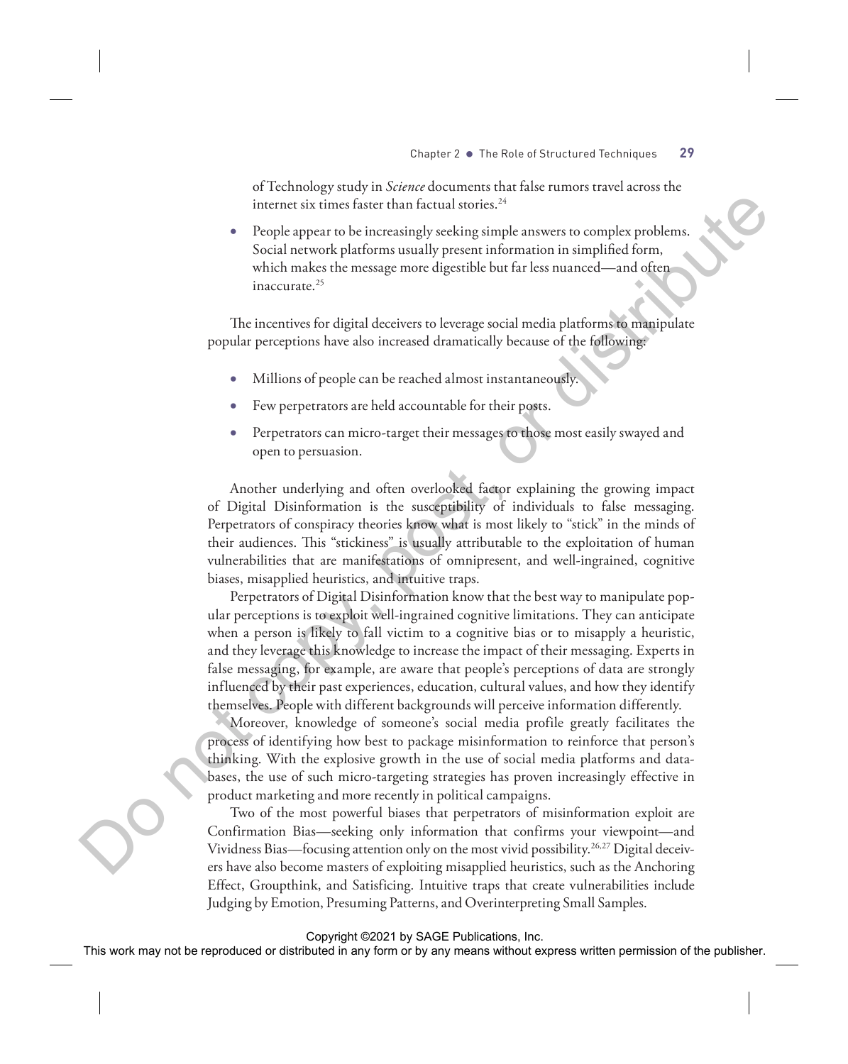of Technology study in *Science* documents that false rumors travel across the internet six times faster than factual stories.[24]

- People appear to be increasingly seeking simple answers to complex problems. Social network platforms usually present information in simplified form, which makes the message more digestible but far less nuanced—and often inaccurate.[25]

The incentives for digital deceivers to leverage social media platforms to manipulate popular perceptions have also increased dramatically because of the following:

- Millions of people can be reached almost instantaneously.
- Few perpetrators are held accountable for their posts.
- Perpetrators can micro-target their messages to those most easily swayed and open to persuasion.

Another underlying and often overlooked factor explaining the growing impact of Digital Disinformation is the susceptibility of individuals to false messaging. Perpetrators of conspiracy theories know what is most likely to "stick" in the minds of their audiences. This "stickiness" is usually attributable to the exploitation of human vulnerabilities that are manifestations of omnipresent, and well-ingrained, cognitive biases, misapplied heuristics, and intuitive traps.

Perpetrators of Digital Disinformation know that the best way to manipulate popular perceptions is to exploit well-ingrained cognitive limitations. They can anticipate when a person is likely to fall victim to a cognitive bias or to misapply a heuristic, and they leverage this knowledge to increase the impact of their messaging. Experts in false messaging, for example, are aware that people's perceptions of data are strongly influenced by their past experiences, education, cultural values, and how they identify themselves. People with different backgrounds will perceive information differently.

Moreover, knowledge of someone's social media profile greatly facilitates the process of identifying how best to package misinformation to reinforce that person's thinking. With the explosive growth in the use of social media platforms and databases, the use of such micro-targeting strategies has proven increasingly effective in product marketing and more recently in political campaigns.

Two of the most powerful biases that perpetrators of misinformation exploit are Confirmation Bias—seeking only information that confirms your viewpoint—and Vividness Bias—focusing attention only on the most vivid possibility.[26,27] Digital deceivers have also become masters of exploiting misapplied heuristics, such as the Anchoring Effect, Groupthink, and Satisficing. Intuitive traps that create vulnerabilities include Judging by Emotion, Presuming Patterns, and Overinterpreting Small Samples.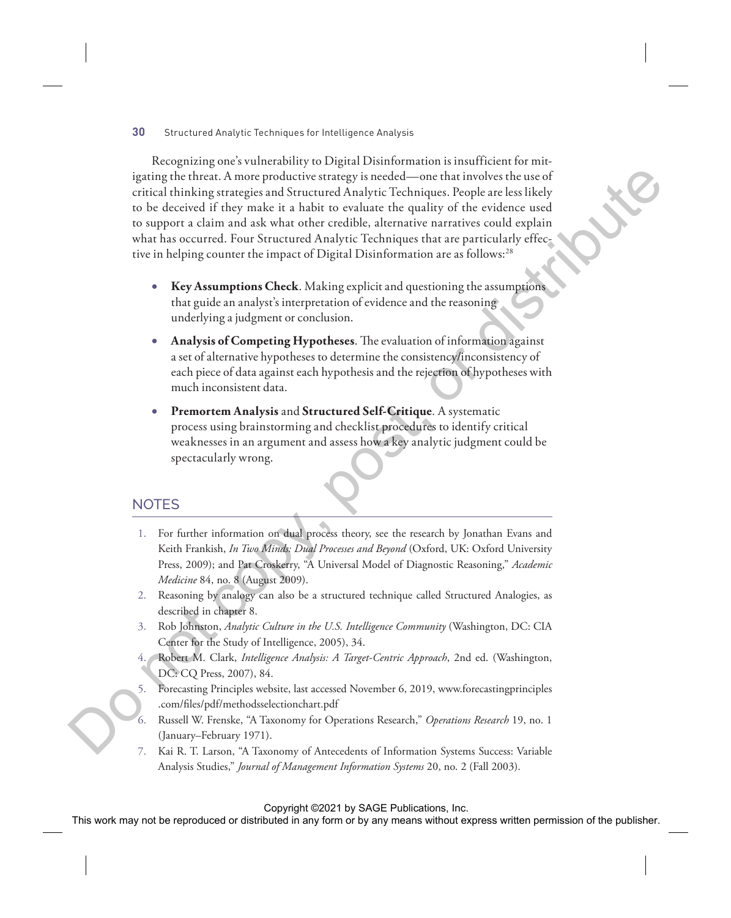Recognizing one's vulnerability to Digital Disinformation is insufficient for mitigating the threat. A more productive strategy is needed—one that involves the use of critical thinking strategies and Structured Analytic Techniques. People are less likely to be deceived if they make it a habit to evaluate the quality of the evidence used to support a claim and ask what other credible, alternative narratives could explain what has occurred. Four Structured Analytic Techniques that are particularly effective in helping counter the impact of Digital Disinformation are as follows:[28]

- **Key Assumptions Check**. Making explicit and questioning the assumptions that guide an analyst's interpretation of evidence and the reasoning underlying a judgment or conclusion.
- **Analysis of Competing Hypotheses**. The evaluation of information against a set of alternative hypotheses to determine the consistency/inconsistency of each piece of data against each hypothesis and the rejection of hypotheses with much inconsistent data.
- **Premortem Analysis** and **Structured Self-Critique**. A systematic process using brainstorming and checklist procedures to identify critical weaknesses in an argument and assess how a key analytic judgment could be spectacularly wrong.

## NOTES

1. For further information on dual process theory, see the research by Jonathan Evans and Keith Frankish, *In Two Minds: Dual Processes and Beyond* (Oxford, UK: Oxford University Press, 2009); and Pat Croskerry, "A Universal Model of Diagnostic Reasoning," *Academic Medicine* 84, no. 8 (August 2009).
2. Reasoning by analogy can also be a structured technique called Structured Analogies, as described in chapter 8.
3. Rob Johnston, *Analytic Culture in the U.S. Intelligence Community* (Washington, DC: CIA Center for the Study of Intelligence, 2005), 34.
4. Robert M. Clark, *Intelligence Analysis: A Target-Centric Approach*, 2nd ed. (Washington, DC: CQ Press, 2007), 84.
5. Forecasting Principles website, last accessed November 6, 2019, www.forecastingprinciples.com/files/pdf/methodsselectionchart.pdf
6. Russell W. Frenske, "A Taxonomy for Operations Research," *Operations Research* 19, no. 1 (January–February 1971).
7. Kai R. T. Larson, "A Taxonomy of Antecedents of Information Systems Success: Variable Analysis Studies," *Journal of Management Information Systems* 20, no. 2 (Fall 2003).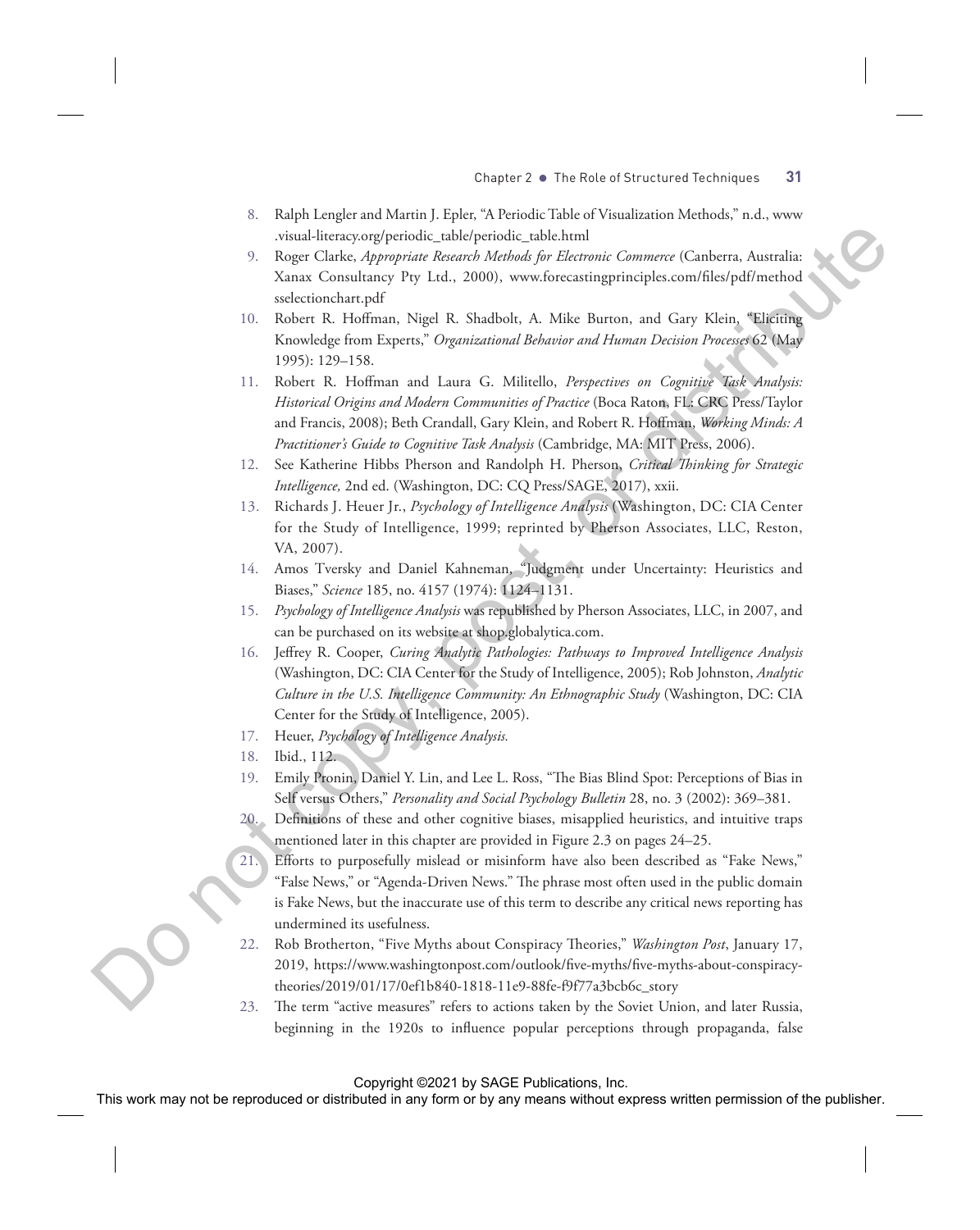8. Ralph Lengler and Martin J. Epler, "A Periodic Table of Visualization Methods," n.d., www.visual-literacy.org/periodic_table/periodic_table.html
9. Roger Clarke, *Appropriate Research Methods for Electronic Commerce* (Canberra, Australia: Xanax Consultancy Pty Ltd., 2000), www.forecastingprinciples.com/files/pdf/methodsselectionchart.pdf
10. Robert R. Hoffman, Nigel R. Shadbolt, A. Mike Burton, and Gary Klein, "Eliciting Knowledge from Experts," *Organizational Behavior and Human Decision Processes* 62 (May 1995): 129–158.
11. Robert R. Hoffman and Laura G. Militello, *Perspectives on Cognitive Task Analysis: Historical Origins and Modern Communities of Practice* (Boca Raton, FL: CRC Press/Taylor and Francis, 2008); Beth Crandall, Gary Klein, and Robert R. Hoffman, *Working Minds: A Practitioner's Guide to Cognitive Task Analysis* (Cambridge, MA: MIT Press, 2006).
12. See Katherine Hibbs Pherson and Randolph H. Pherson, *Critical Thinking for Strategic Intelligence,* 2nd ed. (Washington, DC: CQ Press/SAGE, 2017), xxii.
13. Richards J. Heuer Jr., *Psychology of Intelligence Analysis* (Washington, DC: CIA Center for the Study of Intelligence, 1999; reprinted by Pherson Associates, LLC, Reston, VA, 2007).
14. Amos Tversky and Daniel Kahneman, "Judgment under Uncertainty: Heuristics and Biases," *Science* 185, no. 4157 (1974): 1124–1131.
15. *Psychology of Intelligence Analysis* was republished by Pherson Associates, LLC, in 2007, and can be purchased on its website at shop.globalytica.com.
16. Jeffrey R. Cooper, *Curing Analytic Pathologies: Pathways to Improved Intelligence Analysis* (Washington, DC: CIA Center for the Study of Intelligence, 2005); Rob Johnston, *Analytic Culture in the U.S. Intelligence Community: An Ethnographic Study* (Washington, DC: CIA Center for the Study of Intelligence, 2005).
17. Heuer, *Psychology of Intelligence Analysis.*
18. Ibid., 112.
19. Emily Pronin, Daniel Y. Lin, and Lee L. Ross, "The Bias Blind Spot: Perceptions of Bias in Self versus Others," *Personality and Social Psychology Bulletin* 28, no. 3 (2002): 369–381.
20. Definitions of these and other cognitive biases, misapplied heuristics, and intuitive traps mentioned later in this chapter are provided in Figure 2.3 on pages 24–25.
21. Efforts to purposefully mislead or misinform have also been described as "Fake News," "False News," or "Agenda-Driven News." The phrase most often used in the public domain is Fake News, but the inaccurate use of this term to describe any critical news reporting has undermined its usefulness.
22. Rob Brotherton, "Five Myths about Conspiracy Theories," *Washington Post*, January 17, 2019, https://www.washingtonpost.com/outlook/five-myths/five-myths-about-conspiracy-theories/2019/01/17/0ef1b840-1818-11e9-88fe-f9f77a3bcb6c_story
23. The term "active measures" refers to actions taken by the Soviet Union, and later Russia, beginning in the 1920s to influence popular perceptions through propaganda, false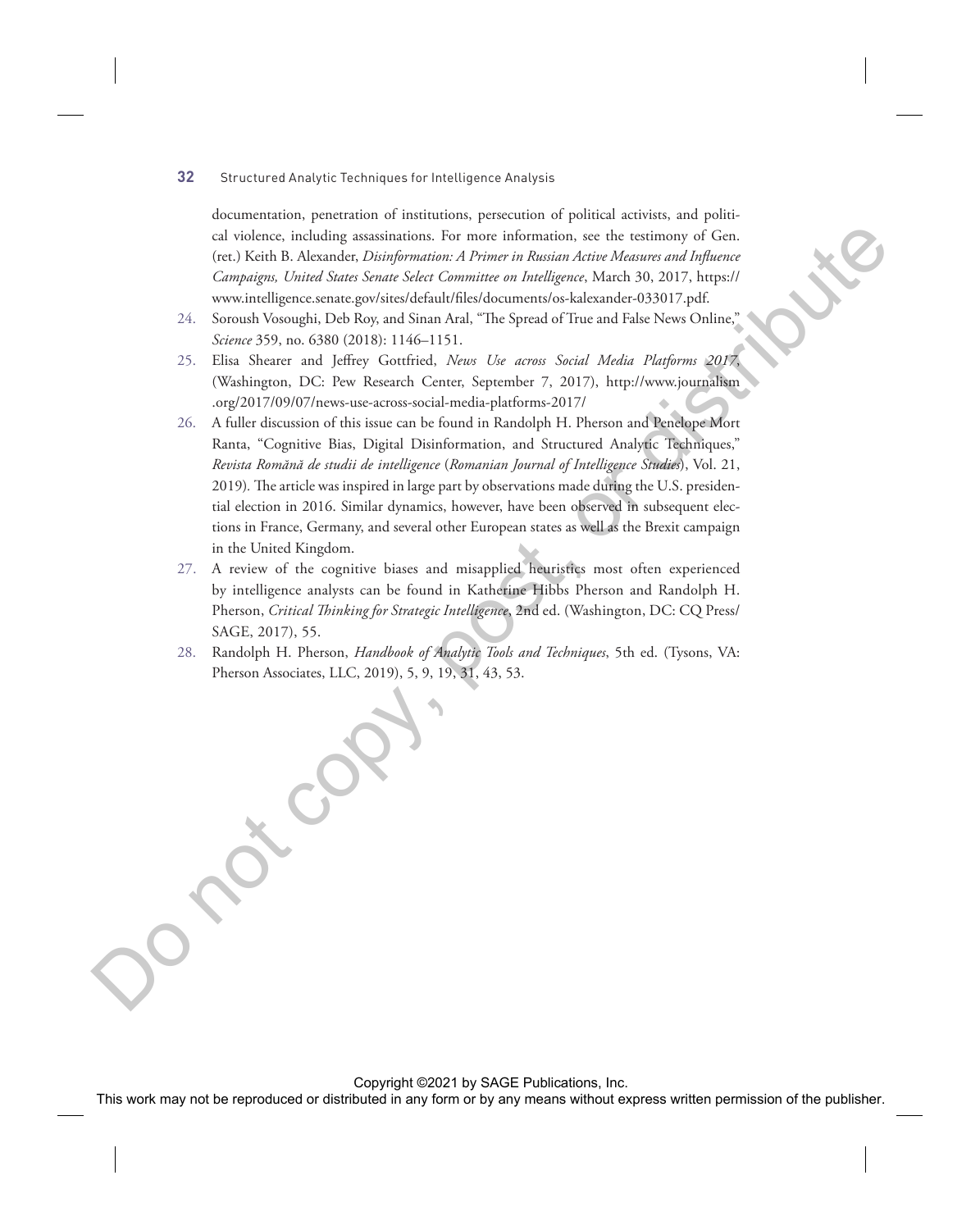documentation, penetration of institutions, persecution of political activists, and political violence, including assassinations. For more information, see the testimony of Gen. (ret.) Keith B. Alexander, *Disinformation: A Primer in Russian Active Measures and Influence Campaigns, United States Senate Select Committee on Intelligence*, March 30, 2017, https://www.intelligence.senate.gov/sites/default/files/documents/os-kalexander-033017.pdf.

24. Soroush Vosoughi, Deb Roy, and Sinan Aral, "The Spread of True and False News Online," *Science* 359, no. 6380 (2018): 1146–1151.
25. Elisa Shearer and Jeffrey Gottfried, *News Use across Social Media Platforms 2017*, (Washington, DC: Pew Research Center, September 7, 2017), http://www.journalism.org/2017/09/07/news-use-across-social-media-platforms-2017/
26. A fuller discussion of this issue can be found in Randolph H. Pherson and Penelope Mort Ranta, "Cognitive Bias, Digital Disinformation, and Structured Analytic Techniques," *Revista Română de studii de intelligence* (*Romanian Journal of Intelligence Studies*), Vol. 21, 2019). The article was inspired in large part by observations made during the U.S. presidential election in 2016. Similar dynamics, however, have been observed in subsequent elections in France, Germany, and several other European states as well as the Brexit campaign in the United Kingdom.
27. A review of the cognitive biases and misapplied heuristics most often experienced by intelligence analysts can be found in Katherine Hibbs Pherson and Randolph H. Pherson, *Critical Thinking for Strategic Intelligence*, 2nd ed. (Washington, DC: CQ Press/SAGE, 2017), 55.
28. Randolph H. Pherson, *Handbook of Analytic Tools and Techniques*, 5th ed. (Tysons, VA: Pherson Associates, LLC, 2019), 5, 9, 19, 31, 43, 53.